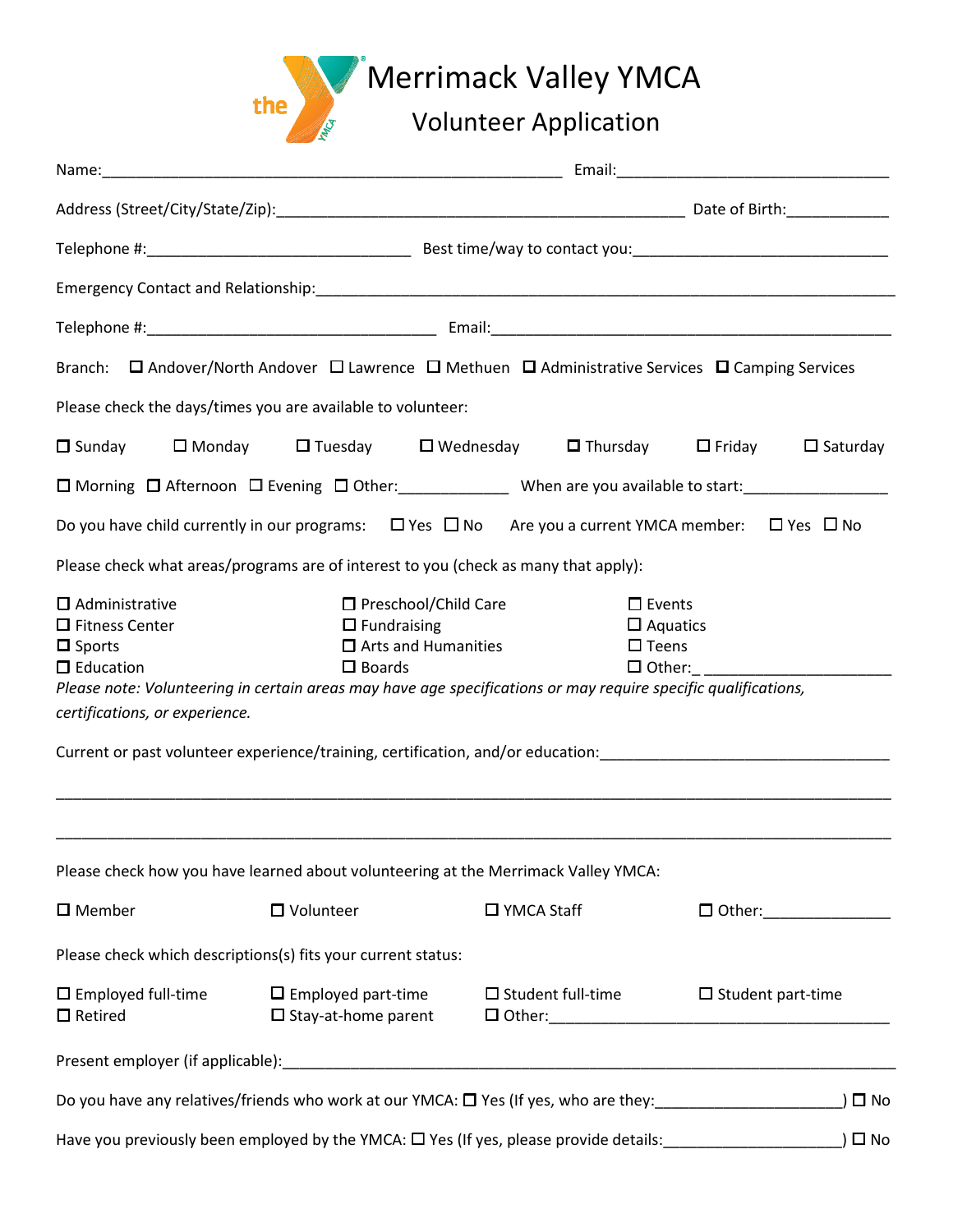# Merrimack Valley YMCA

## Volunteer Application

Name:\_\_\_\_\_\_\_\_\_\_\_\_\_\_\_\_\_\_\_\_\_\_\_\_\_\_\_\_\_\_\_\_\_\_\_\_\_\_\_\_\_\_\_\_\_\_\_\_\_\_\_\_\_\_ Email:\_\_\_\_\_\_\_\_\_\_\_\_\_\_\_\_\_\_\_\_\_\_\_\_\_\_\_\_\_\_\_\_\_

Address (Street/City/State/Zip):\_\_\_\_\_\_\_\_\_\_\_\_\_\_\_\_\_\_\_\_\_\_\_\_\_\_\_\_\_\_\_\_\_\_\_\_\_\_\_\_\_\_\_\_\_\_\_\_\_ Date of Birth:\_\_\_\_\_\_\_\_\_\_\_\_

Telephone #:\_\_\_\_\_\_\_\_\_\_\_\_\_\_\_\_\_\_\_\_\_\_\_\_\_\_\_\_\_\_\_\_ Best time/way to contact you:\_\_\_\_\_\_\_\_\_\_\_\_\_\_\_\_\_\_\_\_\_\_\_\_\_\_\_\_\_\_

Emergency Contact and Relationship:\_\_\_\_\_\_\_\_\_\_\_\_\_\_\_\_\_\_\_\_\_\_\_\_\_\_\_\_\_\_\_\_\_\_\_\_\_\_\_\_\_\_\_\_\_\_\_\_\_\_\_\_\_\_\_\_\_\_\_\_\_\_\_\_\_\_\_\_\_

Telephone #:\_\_\_\_\_\_\_\_\_\_\_\_\_\_\_\_\_\_\_\_\_\_\_\_\_\_\_\_\_\_\_\_\_\_\_ Email:\_\_\_\_\_\_\_\_\_\_\_\_\_\_\_\_\_\_\_\_\_\_\_\_\_\_\_\_\_\_\_\_\_\_\_\_\_\_\_\_\_\_\_\_\_\_\_\_\_

Branch: ☐ Andover/North Andover ☐ Lawrence ☐ Methuen ☐ Administrative Services ☐ Camping Services

Please check the days/times you are available to volunteer:

☐ Sunday ☐ Monday ☐ Tuesday ☐ Wednesday ☐ Thursday ☐ Friday ☐ Saturday

☐ Morning ☐ Afternoon ☐ Evening ☐ Other:\_\_\_\_\_\_\_\_\_\_\_\_\_ When are you available to start:\_\_\_\_\_\_\_\_\_\_\_\_\_\_\_\_\_\_

Do you have child currently in our programs: ☐ Yes ☐ No Are you a current YMCA member: ☐ Yes ☐ No

Please check what areas/programs are of interest to you (check as many that apply):

☐ Administrative ☐ Preschool/Child Care ☐ Events
☐ Fitness Center ☐ Fundraising ☐ Aquatics
☐ Sports ☐ Arts and Humanities ☐ Teens
☐ Education ☐ Boards ☐ Other:\_ \_\_\_\_\_\_\_\_\_\_\_\_\_\_\_\_\_\_\_\_\_\_\_

*Please note: Volunteering in certain areas may have age specifications or may require specific qualifications, certifications, or experience.*

Current or past volunteer experience/training, certification, and/or education:\_\_\_\_\_\_\_\_\_\_\_\_\_\_\_\_\_\_\_\_\_\_\_\_\_\_\_\_\_\_\_\_\_\_\_\_

\_\_\_\_\_\_\_\_\_\_\_\_\_\_\_\_\_\_\_\_\_\_\_\_\_\_\_\_\_\_\_\_\_\_\_\_\_\_\_\_\_\_\_\_\_\_\_\_\_\_\_\_\_\_\_\_\_\_\_\_\_\_\_\_\_\_\_\_\_\_\_\_\_\_\_\_\_\_\_\_\_\_\_\_\_\_\_\_\_\_\_\_\_\_\_\_\_\_\_\_\_\_\_

\_\_\_\_\_\_\_\_\_\_\_\_\_\_\_\_\_\_\_\_\_\_\_\_\_\_\_\_\_\_\_\_\_\_\_\_\_\_\_\_\_\_\_\_\_\_\_\_\_\_\_\_\_\_\_\_\_\_\_\_\_\_\_\_\_\_\_\_\_\_\_\_\_\_\_\_\_\_\_\_\_\_\_\_\_\_\_\_\_\_\_\_\_\_\_\_\_\_\_\_\_\_\_

Please check how you have learned about volunteering at the Merrimack Valley YMCA:

☐ Member ☐ Volunteer ☐ YMCA Staff ☐ Other:\_\_\_\_\_\_\_\_\_\_\_\_\_\_\_

Please check which descriptions(s) fits your current status:

☐ Employed full-time ☐ Employed part-time ☐ Student full-time ☐ Student part-time
☐ Retired ☐ Stay-at-home parent ☐ Other:\_\_\_\_\_\_\_\_\_\_\_\_\_\_\_\_\_\_\_\_\_\_\_\_\_\_\_\_\_\_\_\_\_\_\_\_\_\_\_\_\_\_\_

Present employer (if applicable):\_\_\_\_\_\_\_\_\_\_\_\_\_\_\_\_\_\_\_\_\_\_\_\_\_\_\_\_\_\_\_\_\_\_\_\_\_\_\_\_\_\_\_\_\_\_\_\_\_\_\_\_\_\_\_\_\_\_\_\_\_\_\_\_\_\_\_\_\_\_\_\_\_

Do you have any relatives/friends who work at our YMCA: ☐ Yes (If yes, who are they:\_\_\_\_\_\_\_\_\_\_\_\_\_\_\_\_\_\_\_\_\_\_) ☐ No

Have you previously been employed by the YMCA: ☐ Yes (If yes, please provide details:\_\_\_\_\_\_\_\_\_\_\_\_\_\_\_\_\_\_\_\_\_\_) ☐ No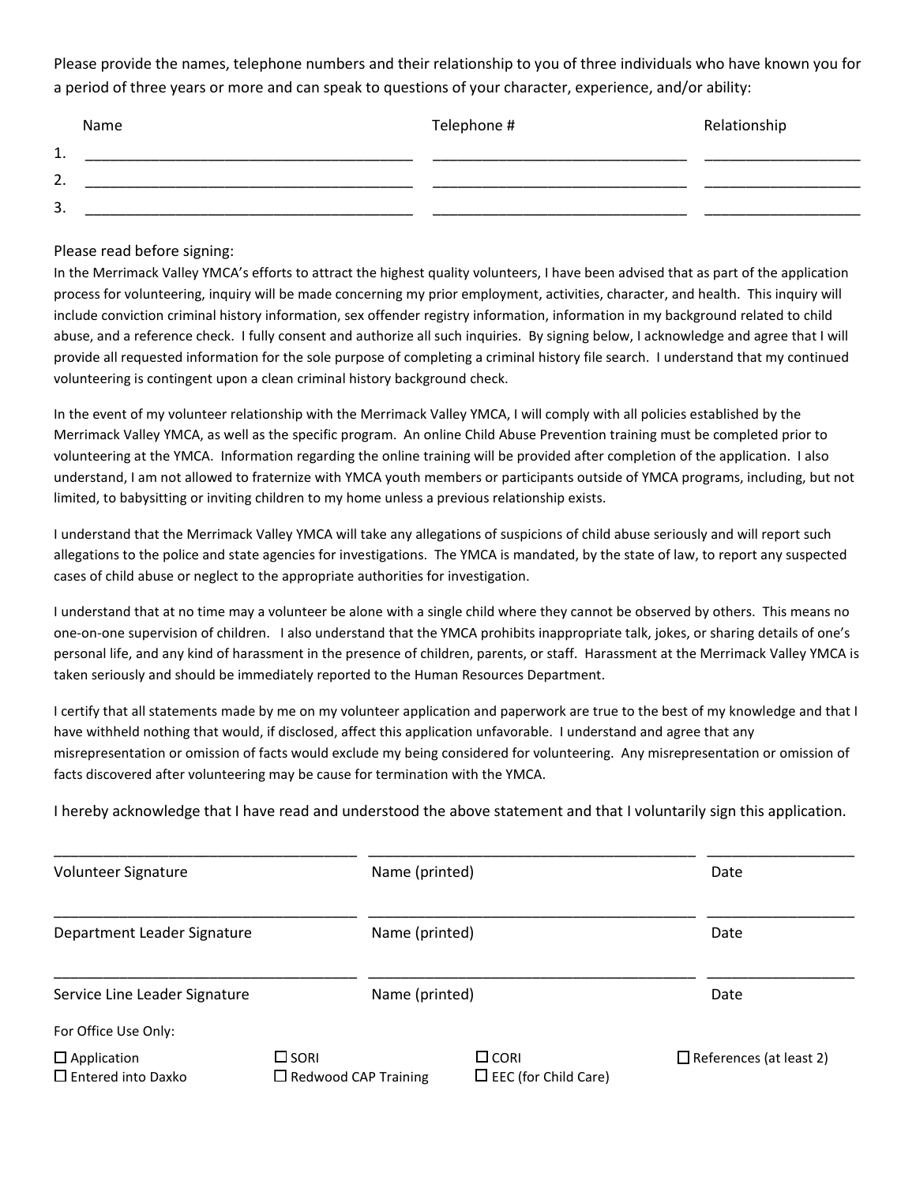Please provide the names, telephone numbers and their relationship to you of three individuals who have known you for a period of three years or more and can speak to questions of your character, experience, and/or ability:

| | Name | Telephone # | Relationship |
|---|---|---|---|
| 1. | | | |
| 2. | | | |
| 3. | | | |

Please read before signing:

In the Merrimack Valley YMCA's efforts to attract the highest quality volunteers, I have been advised that as part of the application process for volunteering, inquiry will be made concerning my prior employment, activities, character, and health. This inquiry will include conviction criminal history information, sex offender registry information, information in my background related to child abuse, and a reference check. I fully consent and authorize all such inquiries. By signing below, I acknowledge and agree that I will provide all requested information for the sole purpose of completing a criminal history file search. I understand that my continued volunteering is contingent upon a clean criminal history background check.

In the event of my volunteer relationship with the Merrimack Valley YMCA, I will comply with all policies established by the Merrimack Valley YMCA, as well as the specific program. An online Child Abuse Prevention training must be completed prior to volunteering at the YMCA. Information regarding the online training will be provided after completion of the application. I also understand, I am not allowed to fraternize with YMCA youth members or participants outside of YMCA programs, including, but not limited, to babysitting or inviting children to my home unless a previous relationship exists.

I understand that the Merrimack Valley YMCA will take any allegations of suspicions of child abuse seriously and will report such allegations to the police and state agencies for investigations. The YMCA is mandated, by the state of law, to report any suspected cases of child abuse or neglect to the appropriate authorities for investigation.

I understand that at no time may a volunteer be alone with a single child where they cannot be observed by others. This means no one-on-one supervision of children. I also understand that the YMCA prohibits inappropriate talk, jokes, or sharing details of one's personal life, and any kind of harassment in the presence of children, parents, or staff. Harassment at the Merrimack Valley YMCA is taken seriously and should be immediately reported to the Human Resources Department.

I certify that all statements made by me on my volunteer application and paperwork are true to the best of my knowledge and that I have withheld nothing that would, if disclosed, affect this application unfavorable. I understand and agree that any misrepresentation or omission of facts would exclude my being considered for volunteering. Any misrepresentation or omission of facts discovered after volunteering may be cause for termination with the YMCA.

I hereby acknowledge that I have read and understood the above statement and that I voluntarily sign this application.

| | | |
|---|---|---|
| Volunteer Signature | Name (printed) | Date |
| Department Leader Signature | Name (printed) | Date |
| Service Line Leader Signature | Name (printed) | Date |

For Office Use Only:

| | | | |
|---|---|---|---|
| ☐ Application | ☐ SORI | ☐ CORI | ☐ References (at least 2) |
| ☐ Entered into Daxko | ☐ Redwood CAP Training | ☐ EEC (for Child Care) | |